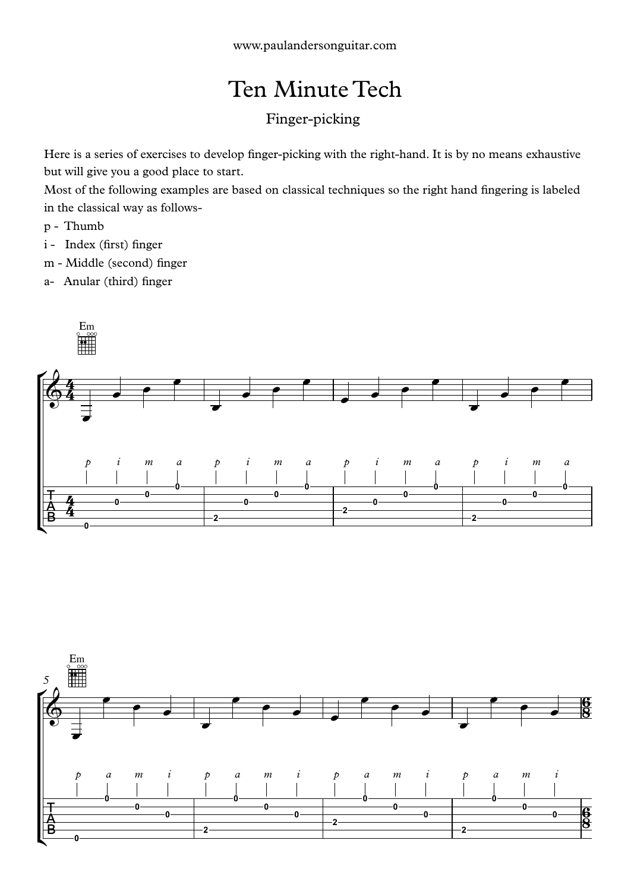# Ten Minute Tech

## Finger-picking

Here is a series of exercises to develop finger-picking with the right-hand. It is by no means exhaustive but will give you a good place to start.

Most of the following examples are based on classical techniques so the right hand fingering is labeled in the classical way as follows-

p - Thumb

i - Index (first) finger

m - Middle (second) finger

a- Anular (third) finger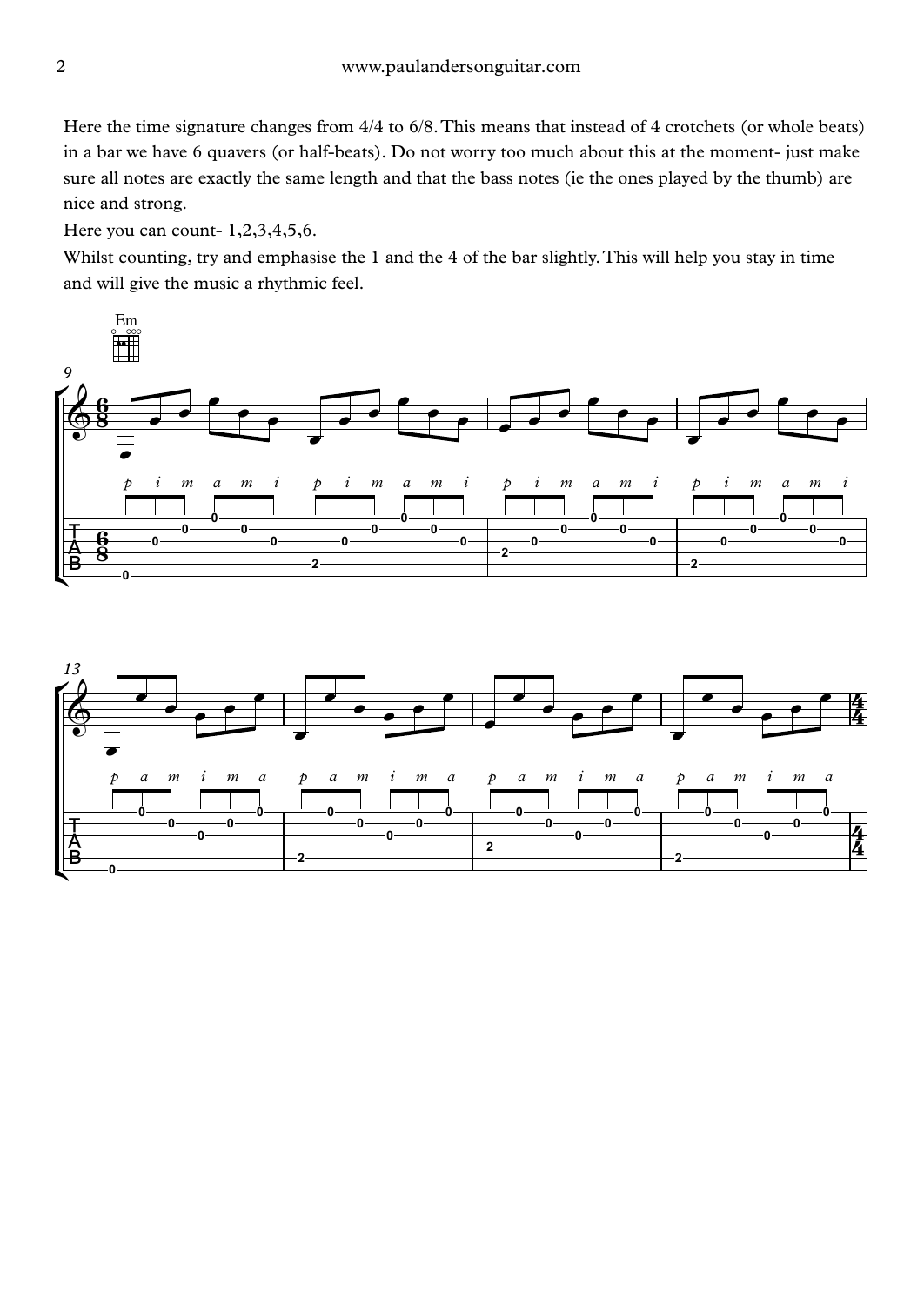Here the time signature changes from 4/4 to 6/8. This means that instead of 4 crotchets (or whole beats) in a bar we have 6 quavers (or half-beats). Do not worry too much about this at the moment- just make sure all notes are exactly the same length and that the bass notes (ie the ones played by the thumb) are nice and strong.

Here you can count- 1,2,3,4,5,6.

Whilst counting, try and emphasise the 1 and the 4 of the bar slightly. This will help you stay in time and will give the music a rhythmic feel.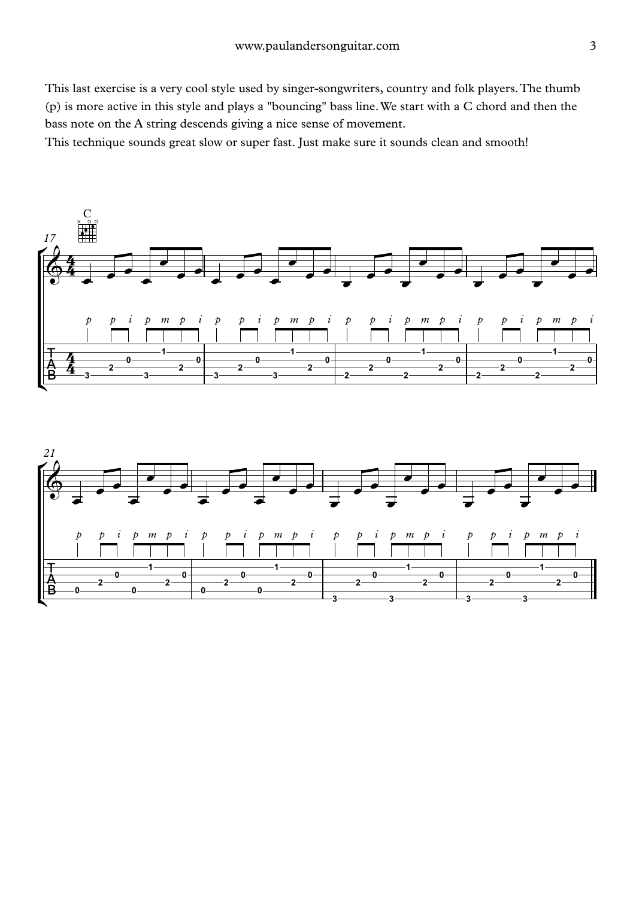This last exercise is a very cool style used by singer-songwriters, country and folk players. The thumb (p) is more active in this style and plays a "bouncing" bass line. We start with a C chord and then the bass note on the A string descends giving a nice sense of movement.
This technique sounds great slow or super fast. Just make sure it sounds clean and smooth!